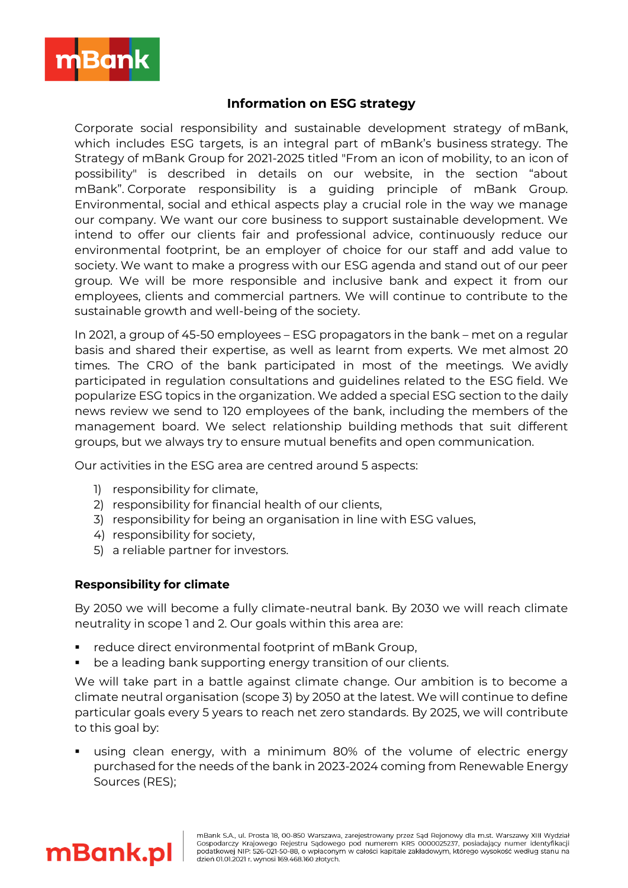## Information on ESG strategy

Corporate social responsibility and sustainable development strategy of mBank, which includes ESG targets, is an integral part of mBank's business strategy. The Strategy of mBank Group for 2021-2025 titled "From an icon of mobility, to an icon of possibility" is described in details on our website, in the section "about mBank". Corporate responsibility is a guiding principle of mBank Group. Environmental, social and ethical aspects play a crucial role in the way we manage our company. We want our core business to support sustainable development. We intend to offer our clients fair and professional advice, continuously reduce our environmental footprint, be an employer of choice for our staff and add value to society. We want to make a progress with our ESG agenda and stand out of our peer group. We will be more responsible and inclusive bank and expect it from our employees, clients and commercial partners. We will continue to contribute to the sustainable growth and well-being of the society.

In 2021, a group of 45-50 employees – ESG propagators in the bank – met on a regular basis and shared their expertise, as well as learnt from experts. We met almost 20 times. The CRO of the bank participated in most of the meetings. We avidly participated in regulation consultations and guidelines related to the ESG field. We popularize ESG topics in the organization. We added a special ESG section to the daily news review we send to 120 employees of the bank, including the members of the management board. We select relationship building methods that suit different groups, but we always try to ensure mutual benefits and open communication.

Our activities in the ESG area are centred around 5 aspects:

1) responsibility for climate,
2) responsibility for financial health of our clients,
3) responsibility for being an organisation in line with ESG values,
4) responsibility for society,
5) a reliable partner for investors.

**Responsibility for climate**

By 2050 we will become a fully climate-neutral bank. By 2030 we will reach climate neutrality in scope 1 and 2. Our goals within this area are:

- reduce direct environmental footprint of mBank Group,
- be a leading bank supporting energy transition of our clients.

We will take part in a battle against climate change. Our ambition is to become a climate neutral organisation (scope 3) by 2050 at the latest. We will continue to define particular goals every 5 years to reach net zero standards. By 2025, we will contribute to this goal by:

- using clean energy, with a minimum 80% of the volume of electric energy purchased for the needs of the bank in 2023-2024 coming from Renewable Energy Sources (RES);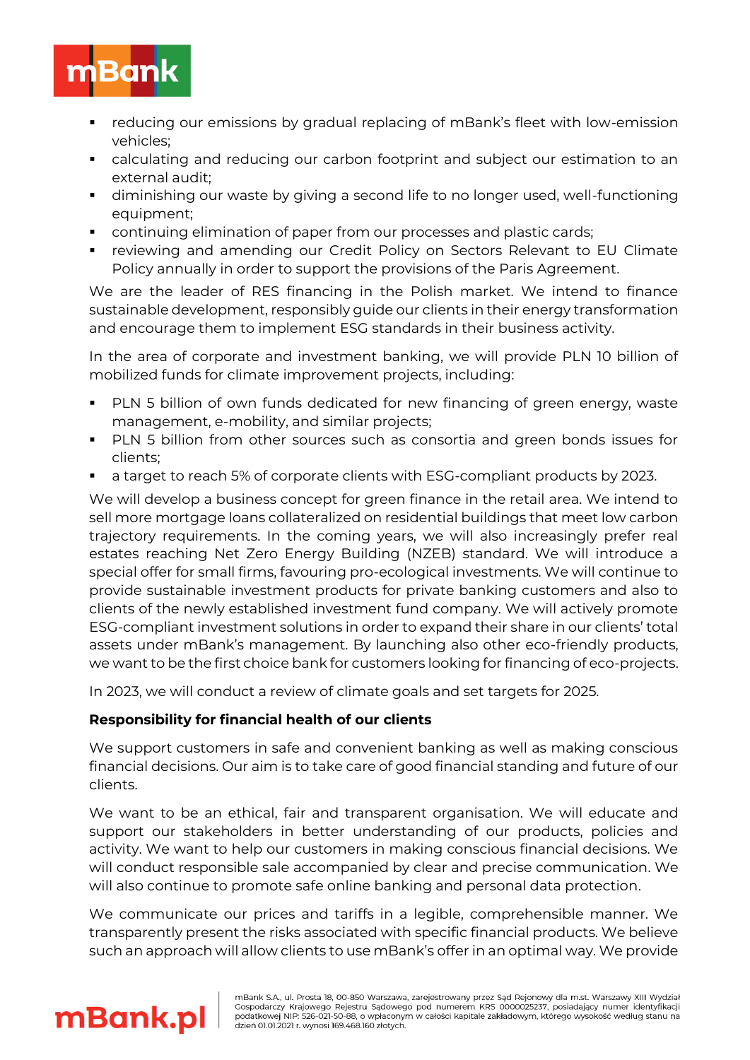- reducing our emissions by gradual replacing of mBank's fleet with low-emission vehicles;
- calculating and reducing our carbon footprint and subject our estimation to an external audit;
- diminishing our waste by giving a second life to no longer used, well-functioning equipment;
- continuing elimination of paper from our processes and plastic cards;
- reviewing and amending our Credit Policy on Sectors Relevant to EU Climate Policy annually in order to support the provisions of the Paris Agreement.

We are the leader of RES financing in the Polish market. We intend to finance sustainable development, responsibly guide our clients in their energy transformation and encourage them to implement ESG standards in their business activity.

In the area of corporate and investment banking, we will provide PLN 10 billion of mobilized funds for climate improvement projects, including:

- PLN 5 billion of own funds dedicated for new financing of green energy, waste management, e-mobility, and similar projects;
- PLN 5 billion from other sources such as consortia and green bonds issues for clients;
- a target to reach 5% of corporate clients with ESG-compliant products by 2023.

We will develop a business concept for green finance in the retail area. We intend to sell more mortgage loans collateralized on residential buildings that meet low carbon trajectory requirements. In the coming years, we will also increasingly prefer real estates reaching Net Zero Energy Building (NZEB) standard. We will introduce a special offer for small firms, favouring pro-ecological investments. We will continue to provide sustainable investment products for private banking customers and also to clients of the newly established investment fund company. We will actively promote ESG-compliant investment solutions in order to expand their share in our clients' total assets under mBank's management. By launching also other eco-friendly products, we want to be the first choice bank for customers looking for financing of eco-projects.

In 2023, we will conduct a review of climate goals and set targets for 2025.

**Responsibility for financial health of our clients**

We support customers in safe and convenient banking as well as making conscious financial decisions. Our aim is to take care of good financial standing and future of our clients.

We want to be an ethical, fair and transparent organisation. We will educate and support our stakeholders in better understanding of our products, policies and activity. We want to help our customers in making conscious financial decisions. We will conduct responsible sale accompanied by clear and precise communication. We will also continue to promote safe online banking and personal data protection.

We communicate our prices and tariffs in a legible, comprehensible manner. We transparently present the risks associated with specific financial products. We believe such an approach will allow clients to use mBank's offer in an optimal way. We provide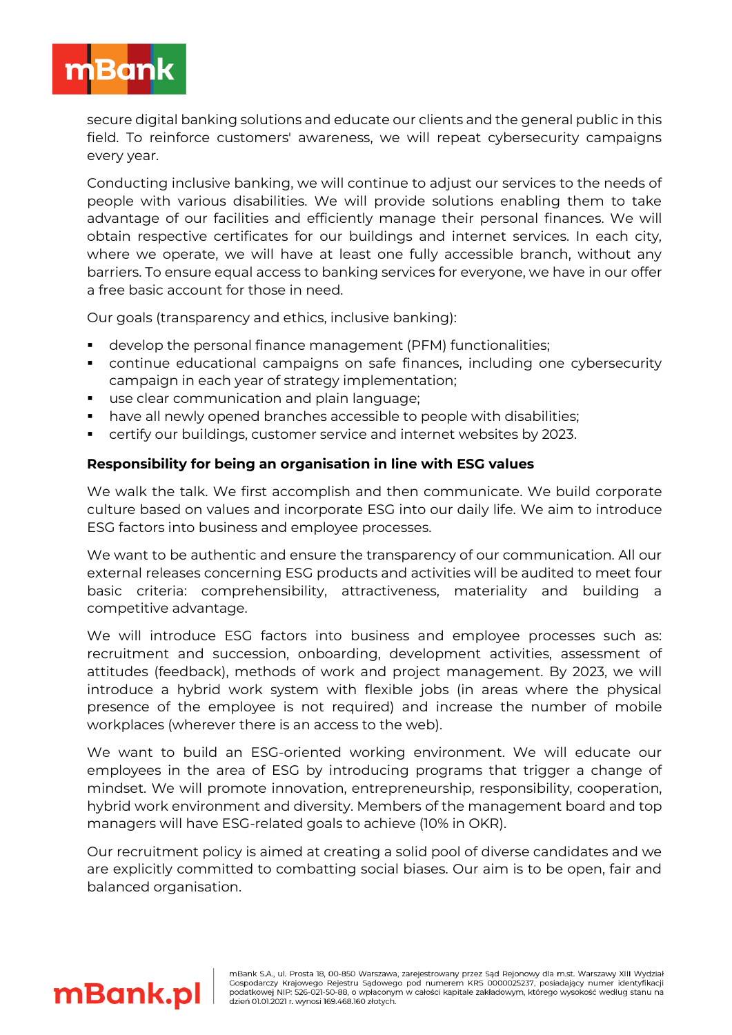secure digital banking solutions and educate our clients and the general public in this field. To reinforce customers' awareness, we will repeat cybersecurity campaigns every year.

Conducting inclusive banking, we will continue to adjust our services to the needs of people with various disabilities. We will provide solutions enabling them to take advantage of our facilities and efficiently manage their personal finances. We will obtain respective certificates for our buildings and internet services. In each city, where we operate, we will have at least one fully accessible branch, without any barriers. To ensure equal access to banking services for everyone, we have in our offer a free basic account for those in need.

Our goals (transparency and ethics, inclusive banking):

- develop the personal finance management (PFM) functionalities;
- continue educational campaigns on safe finances, including one cybersecurity campaign in each year of strategy implementation;
- use clear communication and plain language;
- have all newly opened branches accessible to people with disabilities;
- certify our buildings, customer service and internet websites by 2023.

**Responsibility for being an organisation in line with ESG values**

We walk the talk. We first accomplish and then communicate. We build corporate culture based on values and incorporate ESG into our daily life. We aim to introduce ESG factors into business and employee processes.

We want to be authentic and ensure the transparency of our communication. All our external releases concerning ESG products and activities will be audited to meet four basic criteria: comprehensibility, attractiveness, materiality and building a competitive advantage.

We will introduce ESG factors into business and employee processes such as: recruitment and succession, onboarding, development activities, assessment of attitudes (feedback), methods of work and project management. By 2023, we will introduce a hybrid work system with flexible jobs (in areas where the physical presence of the employee is not required) and increase the number of mobile workplaces (wherever there is an access to the web).

We want to build an ESG-oriented working environment. We will educate our employees in the area of ESG by introducing programs that trigger a change of mindset. We will promote innovation, entrepreneurship, responsibility, cooperation, hybrid work environment and diversity. Members of the management board and top managers will have ESG-related goals to achieve (10% in OKR).

Our recruitment policy is aimed at creating a solid pool of diverse candidates and we are explicitly committed to combatting social biases. Our aim is to be open, fair and balanced organisation.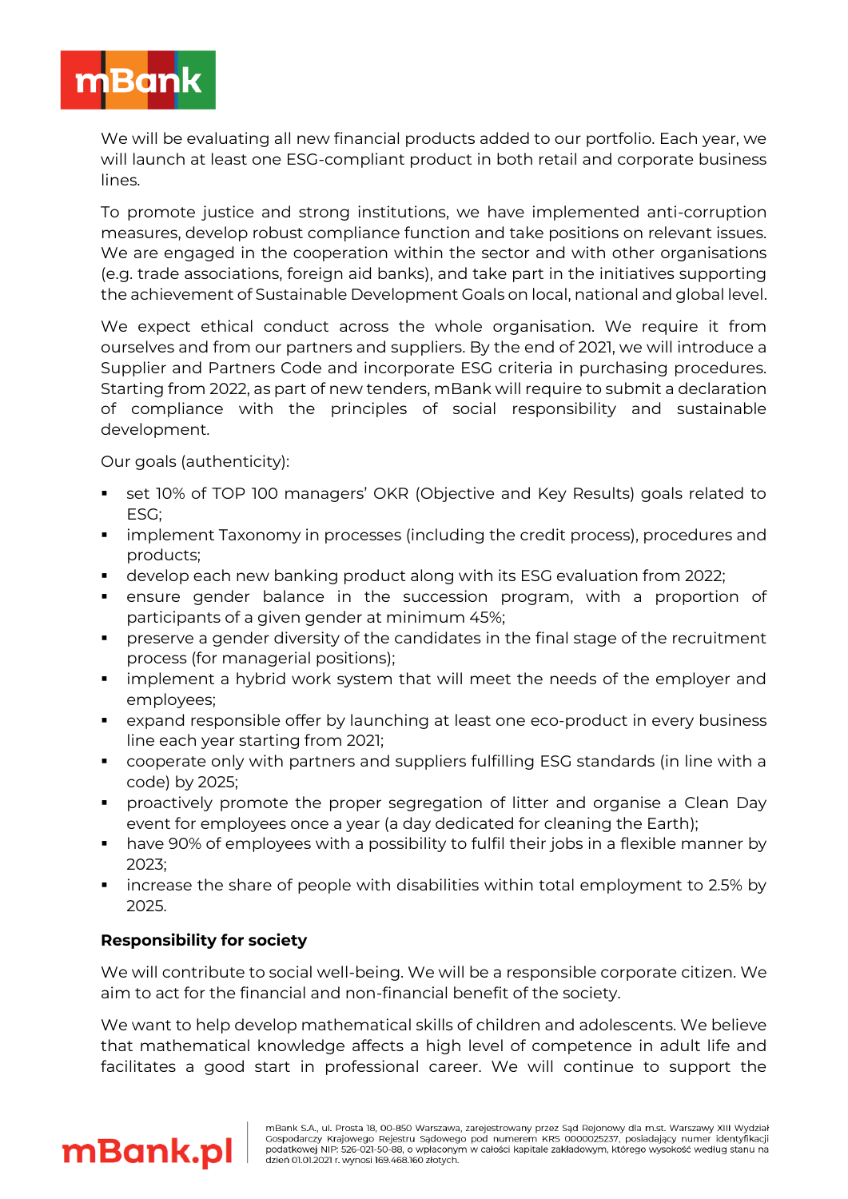We will be evaluating all new financial products added to our portfolio. Each year, we will launch at least one ESG-compliant product in both retail and corporate business lines.

To promote justice and strong institutions, we have implemented anti-corruption measures, develop robust compliance function and take positions on relevant issues. We are engaged in the cooperation within the sector and with other organisations (e.g. trade associations, foreign aid banks), and take part in the initiatives supporting the achievement of Sustainable Development Goals on local, national and global level.

We expect ethical conduct across the whole organisation. We require it from ourselves and from our partners and suppliers. By the end of 2021, we will introduce a Supplier and Partners Code and incorporate ESG criteria in purchasing procedures. Starting from 2022, as part of new tenders, mBank will require to submit a declaration of compliance with the principles of social responsibility and sustainable development.

Our goals (authenticity):

- set 10% of TOP 100 managers' OKR (Objective and Key Results) goals related to ESG;
- implement Taxonomy in processes (including the credit process), procedures and products;
- develop each new banking product along with its ESG evaluation from 2022;
- ensure gender balance in the succession program, with a proportion of participants of a given gender at minimum 45%;
- preserve a gender diversity of the candidates in the final stage of the recruitment process (for managerial positions);
- implement a hybrid work system that will meet the needs of the employer and employees;
- expand responsible offer by launching at least one eco-product in every business line each year starting from 2021;
- cooperate only with partners and suppliers fulfilling ESG standards (in line with a code) by 2025;
- proactively promote the proper segregation of litter and organise a Clean Day event for employees once a year (a day dedicated for cleaning the Earth);
- have 90% of employees with a possibility to fulfil their jobs in a flexible manner by 2023;
- increase the share of people with disabilities within total employment to 2.5% by 2025.

**Responsibility for society**

We will contribute to social well-being. We will be a responsible corporate citizen. We aim to act for the financial and non-financial benefit of the society.

We want to help develop mathematical skills of children and adolescents. We believe that mathematical knowledge affects a high level of competence in adult life and facilitates a good start in professional career. We will continue to support the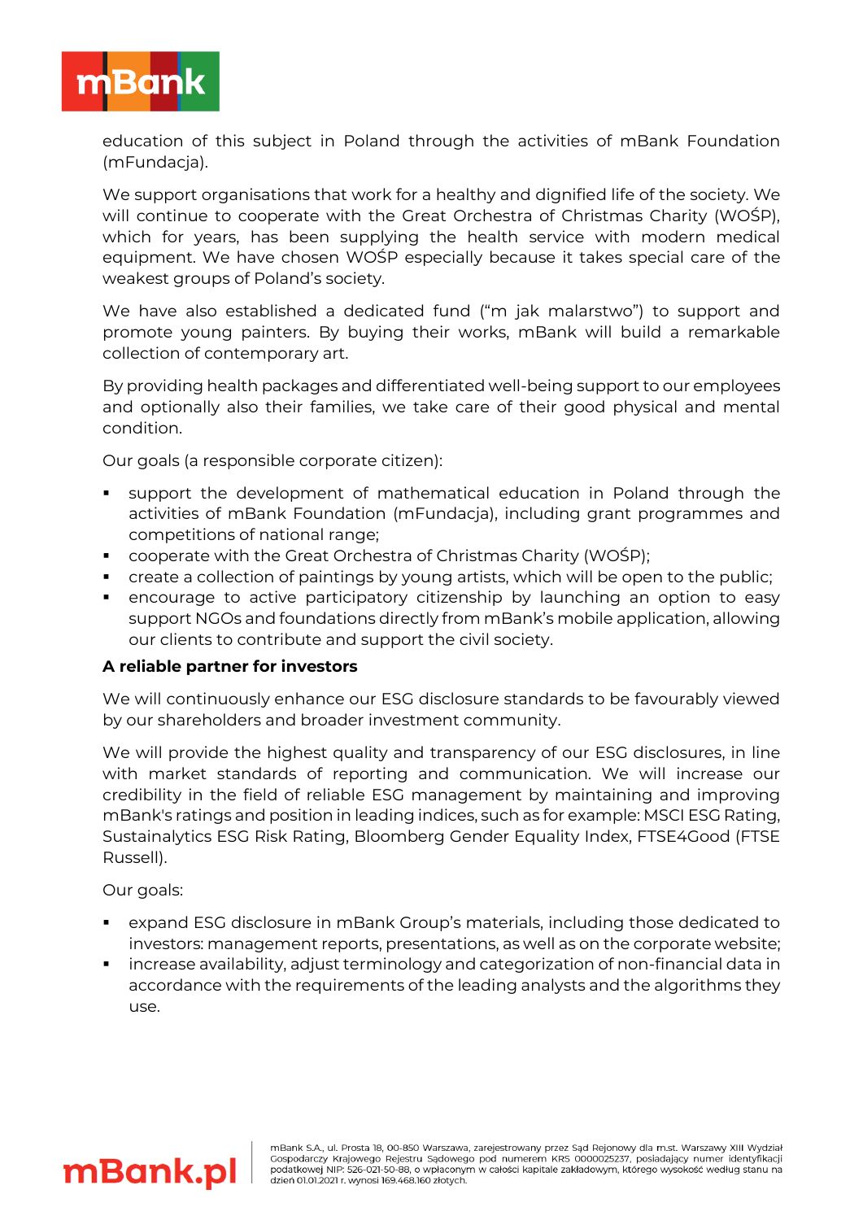education of this subject in Poland through the activities of mBank Foundation (mFundacja).

We support organisations that work for a healthy and dignified life of the society. We will continue to cooperate with the Great Orchestra of Christmas Charity (WOŚP), which for years, has been supplying the health service with modern medical equipment. We have chosen WOŚP especially because it takes special care of the weakest groups of Poland's society.

We have also established a dedicated fund ("m jak malarstwo") to support and promote young painters. By buying their works, mBank will build a remarkable collection of contemporary art.

By providing health packages and differentiated well-being support to our employees and optionally also their families, we take care of their good physical and mental condition.

Our goals (a responsible corporate citizen):

- support the development of mathematical education in Poland through the activities of mBank Foundation (mFundacja), including grant programmes and competitions of national range;
- cooperate with the Great Orchestra of Christmas Charity (WOŚP);
- create a collection of paintings by young artists, which will be open to the public;
- encourage to active participatory citizenship by launching an option to easy support NGOs and foundations directly from mBank's mobile application, allowing our clients to contribute and support the civil society.

**A reliable partner for investors**

We will continuously enhance our ESG disclosure standards to be favourably viewed by our shareholders and broader investment community.

We will provide the highest quality and transparency of our ESG disclosures, in line with market standards of reporting and communication. We will increase our credibility in the field of reliable ESG management by maintaining and improving mBank's ratings and position in leading indices, such as for example: MSCI ESG Rating, Sustainalytics ESG Risk Rating, Bloomberg Gender Equality Index, FTSE4Good (FTSE Russell).

Our goals:

- expand ESG disclosure in mBank Group's materials, including those dedicated to investors: management reports, presentations, as well as on the corporate website;
- increase availability, adjust terminology and categorization of non-financial data in accordance with the requirements of the leading analysts and the algorithms they use.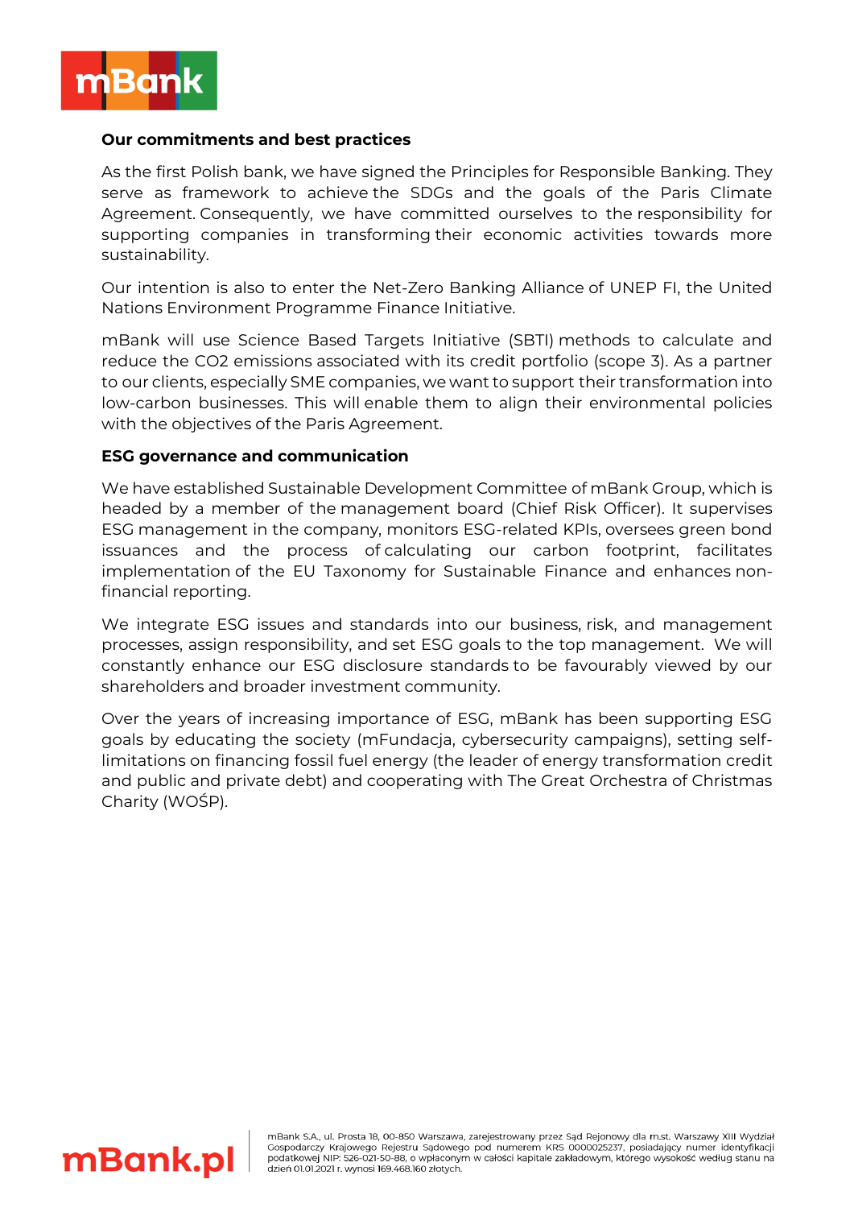**Our commitments and best practices**

As the first Polish bank, we have signed the Principles for Responsible Banking. They serve as framework to achieve the SDGs and the goals of the Paris Climate Agreement. Consequently, we have committed ourselves to the responsibility for supporting companies in transforming their economic activities towards more sustainability.

Our intention is also to enter the Net-Zero Banking Alliance of UNEP FI, the United Nations Environment Programme Finance Initiative.

mBank will use Science Based Targets Initiative (SBTI) methods to calculate and reduce the CO2 emissions associated with its credit portfolio (scope 3). As a partner to our clients, especially SME companies, we want to support their transformation into low-carbon businesses. This will enable them to align their environmental policies with the objectives of the Paris Agreement.

**ESG governance and communication**

We have established Sustainable Development Committee of mBank Group, which is headed by a member of the management board (Chief Risk Officer). It supervises ESG management in the company, monitors ESG-related KPIs, oversees green bond issuances and the process of calculating our carbon footprint, facilitates implementation of the EU Taxonomy for Sustainable Finance and enhances non-financial reporting.

We integrate ESG issues and standards into our business, risk, and management processes, assign responsibility, and set ESG goals to the top management. We will constantly enhance our ESG disclosure standards to be favourably viewed by our shareholders and broader investment community.

Over the years of increasing importance of ESG, mBank has been supporting ESG goals by educating the society (mFundacja, cybersecurity campaigns), setting self-limitations on financing fossil fuel energy (the leader of energy transformation credit and public and private debt) and cooperating with The Great Orchestra of Christmas Charity (WOŚP).